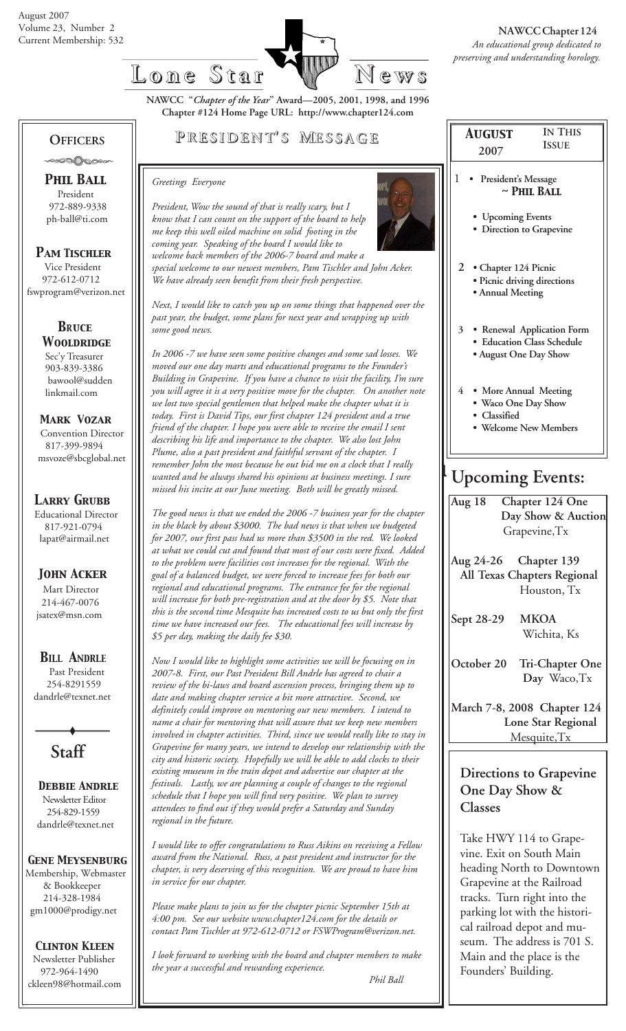August 2007
Volume 23, Number 2
Current Membership: 532

# Lone Star News

**NAWCC Chapter 124**
*An educational group dedicated to preserving and understanding horology.*

**NAWCC "*Chapter of the Year*" Award—2005, 2001, 1998, and 1996**
**Chapter #124 Home Page URL: http://www.chapter124.com**

## President's Message

*Greetings Everyone*

*President, Wow the sound of that is really scary, but I know that I can count on the support of the board to help me keep this well oiled machine on solid footing in the coming year. Speaking of the board I would like to welcome back members of the 2006-7 board and make a special welcome to our newest members, Pam Tischler and John Acker. We have already seen benefit from their fresh perspective.*

*Next, I would like to catch you up on some things that happened over the past year, the budget, some plans for next year and wrapping up with some good news.*

*In 2006 -7 we have seen some positive changes and some sad losses. We moved our one day marts and educational programs to the Founder's Building in Grapevine. If you have a chance to visit the facility, I'm sure you will agree it is a very positive move for the chapter. On another note we lost two special gentlemen that helped make the chapter what it is today. First is David Tips, our first chapter 124 president and a true friend of the chapter. I hope you were able to receive the email I sent describing his life and importance to the chapter. We also lost John Plume, also a past president and faithful servant of the chapter. I remember John the most because he out bid me on a clock that I really wanted and he always shared his opinions at business meetings. I sure missed his incite at our June meeting. Both will be greatly missed.*

*The good news is that we ended the 2006 -7 business year for the chapter in the black by about $3000. The bad news is that when we budgeted for 2007, our first pass had us more than $3500 in the red. We looked at what we could cut and found that most of our costs were fixed. Added to the problem were facilities cost increases for the regional. With the goal of a balanced budget, we were forced to increase fees for both our regional and educational programs. The entrance fee for the regional will increase for both pre-registration and at the door by $5. Note that this is the second time Mesquite has increased costs to us but only the first time we have increased our fees. The educational fees will increase by $5 per day, making the daily fee $30.*

*Now I would like to highlight some activities we will be focusing on in 2007-8. First, our Past President Bill Andrle has agreed to chair a review of the bi-laws and board ascension process, bringing them up to date and making chapter service a bit more attractive. Second, we definitely could improve on mentoring our new members. I intend to name a chair for mentoring that will assure that we keep new members involved in chapter activities. Third, since we would really like to stay in Grapevine for many years, we intend to develop our relationship with the city and historic society. Hopefully we will be able to add clocks to their existing museum in the train depot and advertise our chapter at the festivals. Lastly, we are planning a couple of changes to the regional schedule that I hope you will find very positive. We plan to survey attendees to find out if they would prefer a Saturday and Sunday regional in the future.*

*I would like to offer congratulations to Russ Aikins on receiving a Fellow award from the National. Russ, a past president and instructor for the chapter, is very deserving of this recognition. We are proud to have him in service for our chapter.*

*Please make plans to join us for the chapter picnic September 15th at 4:00 pm. See our website www.chapter124.com for the details or contact Pam Tischler at 972-612-0712 or FSWProgram@verizon.net.*

*I look forward to working with the board and chapter members to make the year a successful and rewarding experience.*

*Phil Ball*

## Officers

**Phil Ball**
President
972-889-9338
ph-ball@ti.com

**Pam Tischler**
Vice President
972-612-0712
fswprogram@verizon.net

**Bruce Wooldridge**
Sec'y Treasurer
903-839-3386
bawool@suddenlinkmail.com

**Mark Vozar**
Convention Director
817-399-9894
msvoze@sbcglobal.net

**Larry Grubb**
Educational Director
817-921-0794
lapat@airmail.net

**John Acker**
Mart Director
214-467-0076
jsatex@msn.com

**Bill Andrle**
Past President
254-8291559
dandrle@texnet.net

## Staff

**Debbie Andrle**
Newsletter Editor
254-829-1559
dandrle@texnet.net

**Gene Meysenburg**
Membership, Webmaster & Bookkeeper
214-328-1984
gm1000@prodigy.net

**Clinton Kleen**
Newsletter Publisher
972-964-1490
ckleen98@hotmail.com

## August 2007 — In This Issue

1
- President's Message ~ Phil Ball
- Upcoming Events
- Direction to Grapevine

2
- Chapter 124 Picnic
- Picnic driving directions
- Annual Meeting

3
- Renewal Application Form
- Education Class Schedule
- August One Day Show

4
- More Annual Meeting
- Waco One Day Show
- Classified
- Welcome New Members

## Upcoming Events:

**Aug 18** — **Chapter 124 One Day Show & Auction**, Grapevine,Tx

**Aug 24-26** — **Chapter 139 All Texas Chapters Regional**, Houston, Tx

**Sept 28-29** — **MKOA**, Wichita, Ks

**October 20** — **Tri-Chapter One Day** Waco,Tx

**March 7-8, 2008** — **Chapter 124 Lone Star Regional**, Mesquite,Tx

## Directions to Grapevine One Day Show & Classes

Take HWY 114 to Grapevine. Exit on South Main heading North to Downtown Grapevine at the Railroad tracks. Turn right into the parking lot with the historical railroad depot and museum. The address is 701 S. Main and the place is the Founders' Building.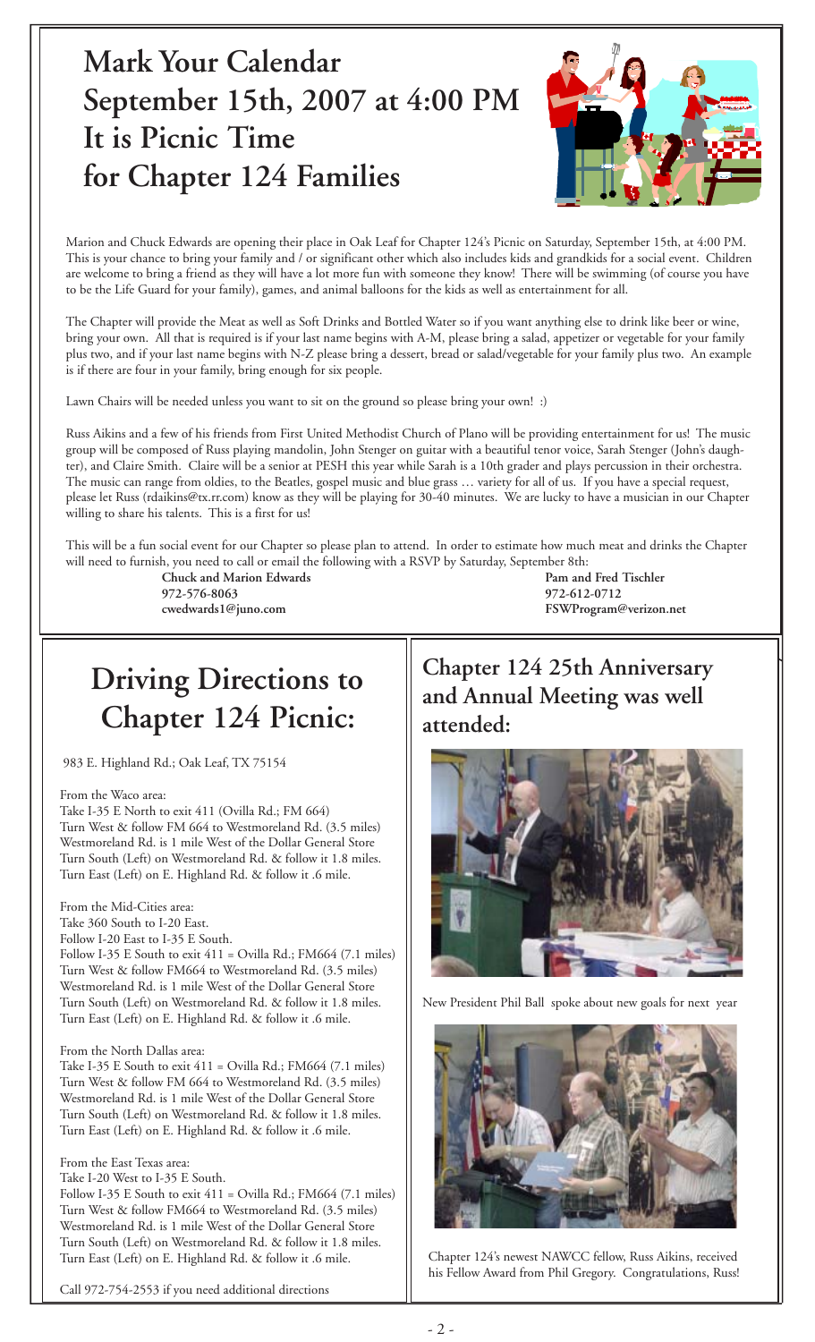# Mark Your Calendar September 15th, 2007 at 4:00 PM It is Picnic Time for Chapter 124 Families

Marion and Chuck Edwards are opening their place in Oak Leaf for Chapter 124's Picnic on Saturday, September 15th, at 4:00 PM. This is your chance to bring your family and / or significant other which also includes kids and grandkids for a social event. Children are welcome to bring a friend as they will have a lot more fun with someone they know! There will be swimming (of course you have to be the Life Guard for your family), games, and animal balloons for the kids as well as entertainment for all.

The Chapter will provide the Meat as well as Soft Drinks and Bottled Water so if you want anything else to drink like beer or wine, bring your own. All that is required is if your last name begins with A-M, please bring a salad, appetizer or vegetable for your family plus two, and if your last name begins with N-Z please bring a dessert, bread or salad/vegetable for your family plus two. An example is if there are four in your family, bring enough for six people.

Lawn Chairs will be needed unless you want to sit on the ground so please bring your own! :)

Russ Aikins and a few of his friends from First United Methodist Church of Plano will be providing entertainment for us! The music group will be composed of Russ playing mandolin, John Stenger on guitar with a beautiful tenor voice, Sarah Stenger (John's daughter), and Claire Smith. Claire will be a senior at PESH this year while Sarah is a 10th grader and plays percussion in their orchestra. The music can range from oldies, to the Beatles, gospel music and blue grass … variety for all of us. If you have a special request, please let Russ (rdaikins@tx.rr.com) know as they will be playing for 30-40 minutes. We are lucky to have a musician in our Chapter willing to share his talents. This is a first for us!

This will be a fun social event for our Chapter so please plan to attend. In order to estimate how much meat and drinks the Chapter will need to furnish, you need to call or email the following with a RSVP by Saturday, September 8th:

**Chuck and Marion Edwards**
**972-576-8063**
**cwedwards1@juno.com**

**Pam and Fred Tischler**
**972-612-0712**
**FSWProgram@verizon.net**

# Driving Directions to Chapter 124 Picnic:

983 E. Highland Rd.; Oak Leaf, TX 75154

From the Waco area:
Take I-35 E North to exit 411 (Ovilla Rd.; FM 664)
Turn West & follow FM 664 to Westmoreland Rd. (3.5 miles)
Westmoreland Rd. is 1 mile West of the Dollar General Store
Turn South (Left) on Westmoreland Rd. & follow it 1.8 miles.
Turn East (Left) on E. Highland Rd. & follow it .6 mile.

From the Mid-Cities area:
Take 360 South to I-20 East.
Follow I-20 East to I-35 E South.
Follow I-35 E South to exit 411 = Ovilla Rd.; FM664 (7.1 miles)
Turn West & follow FM664 to Westmoreland Rd. (3.5 miles)
Westmoreland Rd. is 1 mile West of the Dollar General Store
Turn South (Left) on Westmoreland Rd. & follow it 1.8 miles.
Turn East (Left) on E. Highland Rd. & follow it .6 mile.

From the North Dallas area:
Take I-35 E South to exit 411 = Ovilla Rd.; FM664 (7.1 miles)
Turn West & follow FM 664 to Westmoreland Rd. (3.5 miles)
Westmoreland Rd. is 1 mile West of the Dollar General Store
Turn South (Left) on Westmoreland Rd. & follow it 1.8 miles.
Turn East (Left) on E. Highland Rd. & follow it .6 mile.

From the East Texas area:
Take I-20 West to I-35 E South.
Follow I-35 E South to exit 411 = Ovilla Rd.; FM664 (7.1 miles)
Turn West & follow FM664 to Westmoreland Rd. (3.5 miles)
Westmoreland Rd. is 1 mile West of the Dollar General Store
Turn South (Left) on Westmoreland Rd. & follow it 1.8 miles.
Turn East (Left) on E. Highland Rd. & follow it .6 mile.

Call 972-754-2553 if you need additional directions

## Chapter 124 25th Anniversary and Annual Meeting was well attended:

New President Phil Ball spoke about new goals for next year

Chapter 124's newest NAWCC fellow, Russ Aikins, received his Fellow Award from Phil Gregory. Congratulations, Russ!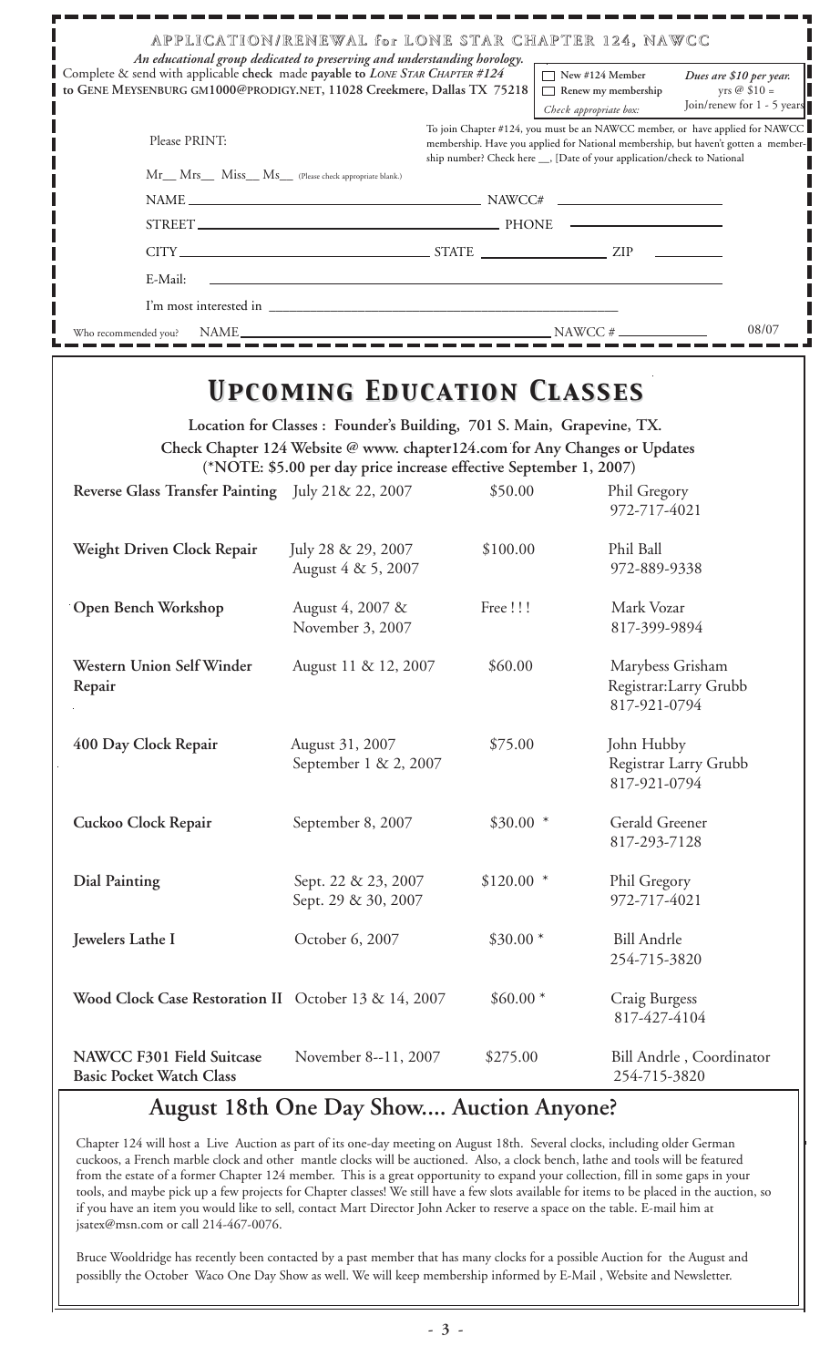## APPLICATION/RENEWAL for LONE STAR CHAPTER 124, NAWCC

*An educational group dedicated to preserving and understanding horology.*

Complete & send with applicable **check** made **payable to** *LONE STAR CHAPTER #124* **to GENE MEYSENBURG GM1000@PRODIGY.NET, 11028 Creekmere, Dallas TX 75218**

☐ New #124 Member
☐ Renew my membership
*Check appropriate box:*

*Dues are $10 per year.* yrs @ $10 = Join/renew for 1 - 5 years

Please PRINT:

To join Chapter #124, you must be an NAWCC member, or have applied for NAWCC membership. Have you applied for National membership, but haven't gotten a membership number? Check here __, [Date of your application/check to National

Mr__ Mrs__ Miss__ Ms__ (Please check appropriate blank.)

NAME ____________________ NAWCC# ____________

STREET ____________________ PHONE ____________

CITY ____________ STATE ____________ ZIP ________

E-Mail: ____________________

I'm most interested in ____________________

Who recommended you? NAME ____________________ NAWCC # ____________

08/07

# *Upcoming Education Classes*

**Location for Classes : Founder's Building, 701 S. Main, Grapevine, TX.**

**Check Chapter 124 Website @ www. chapter124.com for Any Changes or Updates**

**(*NOTE: $5.00 per day price increase effective September 1, 2007)**

| Class | Dates | Price | Contact |
|---|---|---|---|
| **Reverse Glass Transfer Painting** | July 21& 22, 2007 | $50.00 | Phil Gregory 972-717-4021 |
| **Weight Driven Clock Repair** | July 28 & 29, 2007 August 4 & 5, 2007 | $100.00 | Phil Ball 972-889-9338 |
| **Open Bench Workshop** | August 4, 2007 & November 3, 2007 | Free ! ! ! | Mark Vozar 817-399-9894 |
| **Western Union Self Winder Repair** | August 11 & 12, 2007 | $60.00 | Marybess Grisham Registrar:Larry Grubb 817-921-0794 |
| **400 Day Clock Repair** | August 31, 2007 September 1 & 2, 2007 | $75.00 | John Hubby Registrar Larry Grubb 817-921-0794 |
| **Cuckoo Clock Repair** | September 8, 2007 | $30.00 * | Gerald Greener 817-293-7128 |
| **Dial Painting** | Sept. 22 & 23, 2007 Sept. 29 & 30, 2007 | $120.00 * | Phil Gregory 972-717-4021 |
| **Jewelers Lathe I** | October 6, 2007 | $30.00 * | Bill Andrle 254-715-3820 |
| **Wood Clock Case Restoration II** | October 13 & 14, 2007 | $60.00 * | Craig Burgess 817-427-4104 |
| **NAWCC F301 Field Suitcase Basic Pocket Watch Class** | November 8--11, 2007 | $275.00 | Bill Andrle , Coordinator 254-715-3820 |

## August 18th One Day Show.... Auction Anyone?

Chapter 124 will host a Live Auction as part of its one-day meeting on August 18th. Several clocks, including older German cuckoos, a French marble clock and other mantle clocks will be auctioned. Also, a clock bench, lathe and tools will be featured from the estate of a former Chapter 124 member. This is a great opportunity to expand your collection, fill in some gaps in your tools, and maybe pick up a few projects for Chapter classes! We still have a few slots available for items to be placed in the auction, so if you have an item you would like to sell, contact Mart Director John Acker to reserve a space on the table. E-mail him at jsatex@msn.com or call 214-467-0076.

Bruce Wooldridge has recently been contacted by a past member that has many clocks for a possible Auction for the August and possiblly the October Waco One Day Show as well. We will keep membership informed by E-Mail , Website and Newsletter.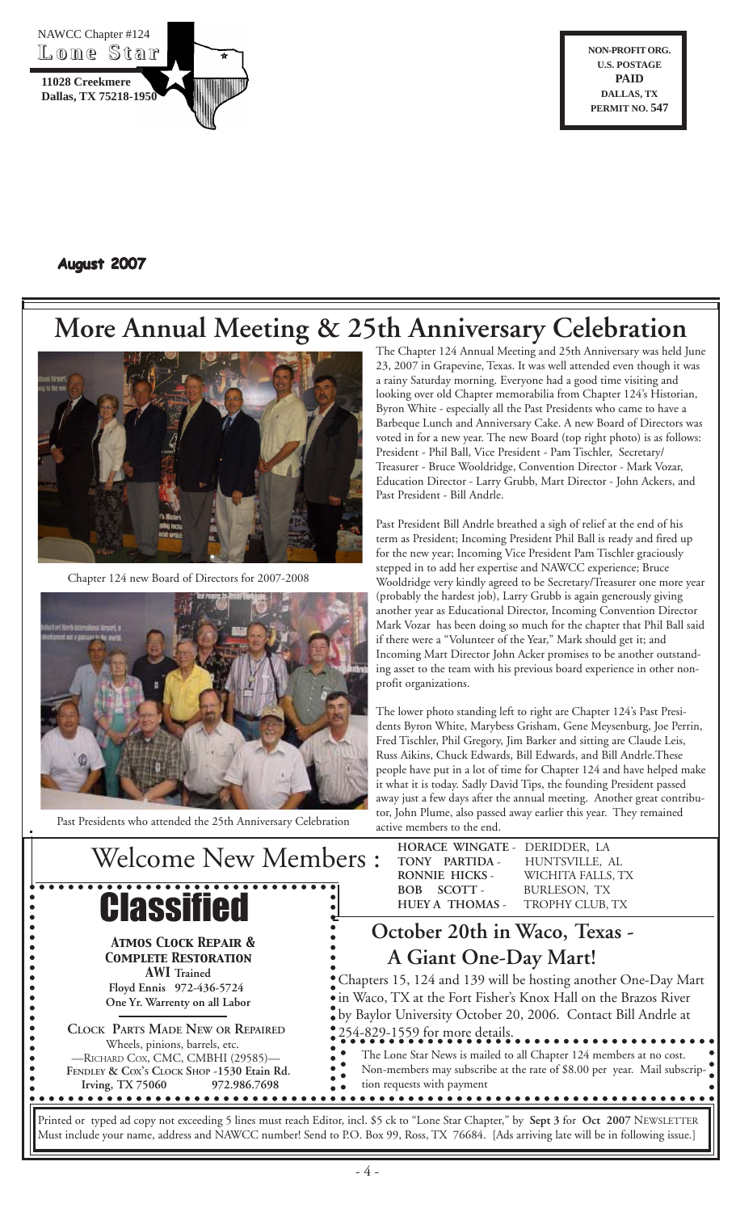NAWCC Chapter #124
Lone Star
11028 Creekmere
Dallas, TX 75218-1950

NON-PROFIT ORG.
U.S. POSTAGE
PAID
DALLAS, TX
PERMIT NO. 547

**August 2007**

# More Annual Meeting & 25th Anniversary Celebration

Chapter 124 new Board of Directors for 2007-2008

Past Presidents who attended the 25th Anniversary Celebration

The Chapter 124 Annual Meeting and 25th Anniversary was held June 23, 2007 in Grapevine, Texas. It was well attended even though it was a rainy Saturday morning. Everyone had a good time visiting and looking over old Chapter memorabilia from Chapter 124's Historian, Byron White - especially all the Past Presidents who came to have a Barbeque Lunch and Anniversary Cake. A new Board of Directors was voted in for a new year. The new Board (top right photo) is as follows: President - Phil Ball, Vice President - Pam Tischler, Secretary/Treasurer - Bruce Wooldridge, Convention Director - Mark Vozar, Education Director - Larry Grubb, Mart Director - John Ackers, and Past President - Bill Andrle.

Past President Bill Andrle breathed a sigh of relief at the end of his term as President; Incoming President Phil Ball is ready and fired up for the new year; Incoming Vice President Pam Tischler graciously stepped in to add her expertise and NAWCC experience; Bruce Wooldridge very kindly agreed to be Secretary/Treasurer one more year (probably the hardest job), Larry Grubb is again generously giving another year as Educational Director, Incoming Convention Director Mark Vozar has been doing so much for the chapter that Phil Ball said if there were a "Volunteer of the Year," Mark should get it; and Incoming Mart Director John Acker promises to be another outstanding asset to the team with his previous board experience in other non-profit organizations.

The lower photo standing left to right are Chapter 124's Past Presidents Byron White, Marybess Grisham, Gene Meysenburg, Joe Perrin, Fred Tischler, Phil Gregory, Jim Barker and sitting are Claude Leis, Russ Aikins, Chuck Edwards, Bill Edwards, and Bill Andrle.These people have put in a lot of time for Chapter 124 and have helped make it what it is today. Sadly David Tips, the founding President passed away just a few days after the annual meeting. Another great contributor, John Plume, also passed away earlier this year. They remained active members to the end.

## Welcome New Members :

| | |
|---|---|
| HORACE WINGATE - | DERIDDER, LA |
| TONY PARTIDA - | HUNTSVILLE, AL |
| RONNIE HICKS - | WICHITA FALLS, TX |
| BOB SCOTT - | BURLESON, TX |
| HUEY A THOMAS - | TROPHY CLUB, TX |

## Classified

**ATMOS CLOCK REPAIR & COMPLETE RESTORATION**
**AWI Trained**
**Floyd Ennis 972-436-5724**
**One Yr. Warrenty on all Labor**

**CLOCK PARTS MADE NEW OR REPAIRED**
Wheels, pinions, barrels, etc.
—RICHARD COX, CMC, CMBHI (29585)—
**FENDLEY & COX'S CLOCK SHOP -1530 Etain Rd.**
**Irving, TX 75060 972.986.7698**

## October 20th in Waco, Texas - A Giant One-Day Mart!

Chapters 15, 124 and 139 will be hosting another One-Day Mart in Waco, TX at the Fort Fisher's Knox Hall on the Brazos River by Baylor University October 20, 2006. Contact Bill Andrle at 254-829-1559 for more details.

The Lone Star News is mailed to all Chapter 124 members at no cost. Non-members may subscribe at the rate of $8.00 per year. Mail subscription requests with payment

Printed or typed ad copy not exceeding 5 lines must reach Editor, incl. $5 ck to "Lone Star Chapter," by **Sept 3** for **Oct 2007** NEWSLETTER Must include your name, address and NAWCC number! Send to P.O. Box 99, Ross, TX 76684. [Ads arriving late will be in following issue.]